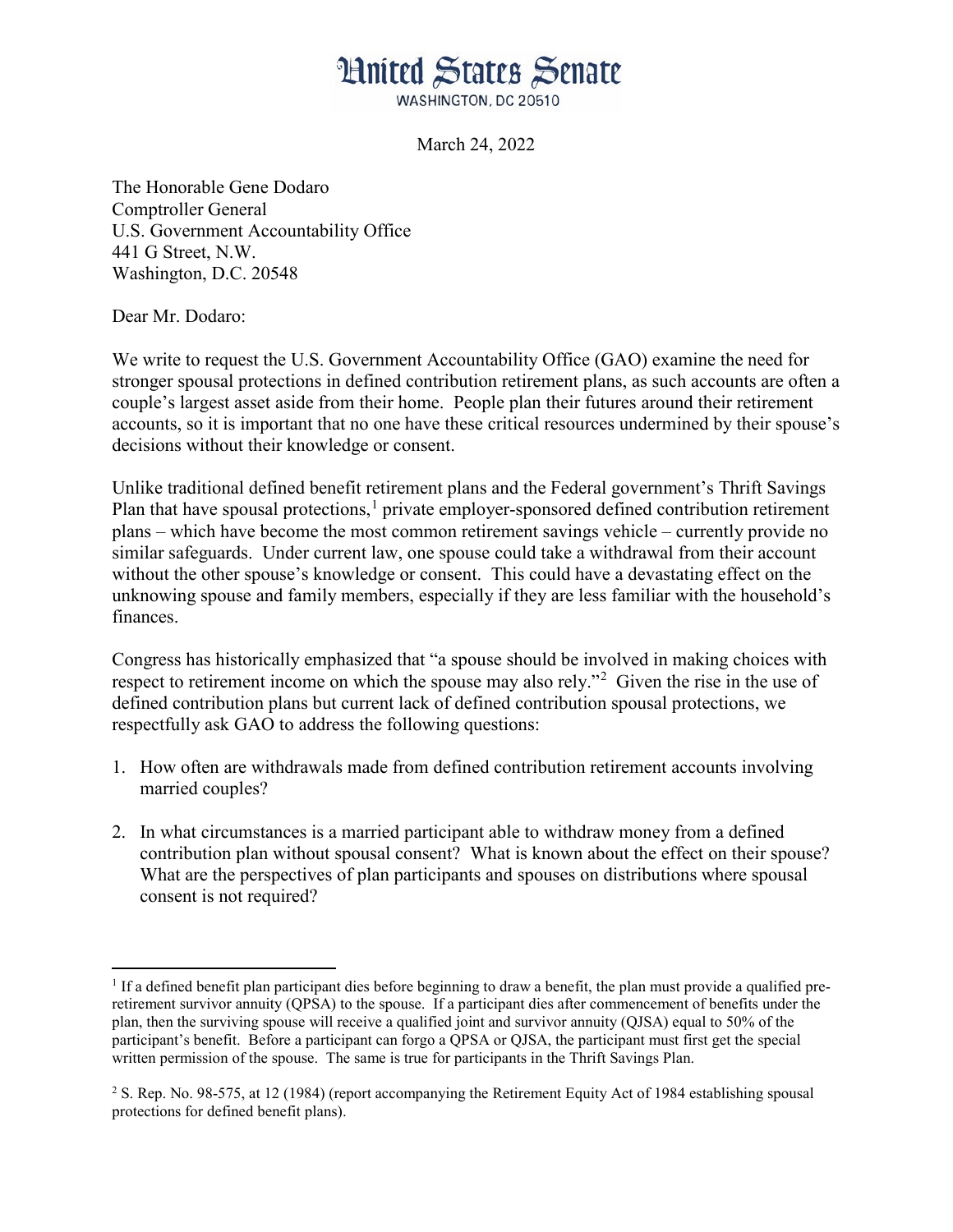# United States Senate

WASHINGTON, DC 20510

March 24, 2022

The Honorable Gene Dodaro  
Comptroller General  
U.S. Government Accountability Office  
441 G Street, N.W.  
Washington, D.C. 20548

Dear Mr. Dodaro:

We write to request the U.S. Government Accountability Office (GAO) examine the need for stronger spousal protections in defined contribution retirement plans, as such accounts are often a couple's largest asset aside from their home. People plan their futures around their retirement accounts, so it is important that no one have these critical resources undermined by their spouse's decisions without their knowledge or consent.

Unlike traditional defined benefit retirement plans and the Federal government's Thrift Savings Plan that have spousal protections,[1] private employer-sponsored defined contribution retirement plans – which have become the most common retirement savings vehicle – currently provide no similar safeguards. Under current law, one spouse could take a withdrawal from their account without the other spouse's knowledge or consent. This could have a devastating effect on the unknowing spouse and family members, especially if they are less familiar with the household's finances.

Congress has historically emphasized that "a spouse should be involved in making choices with respect to retirement income on which the spouse may also rely."[2] Given the rise in the use of defined contribution plans but current lack of defined contribution spousal protections, we respectfully ask GAO to address the following questions:

1. How often are withdrawals made from defined contribution retirement accounts involving married couples?

2. In what circumstances is a married participant able to withdraw money from a defined contribution plan without spousal consent? What is known about the effect on their spouse? What are the perspectives of plan participants and spouses on distributions where spousal consent is not required?

---

[1] If a defined benefit plan participant dies before beginning to draw a benefit, the plan must provide a qualified pre-retirement survivor annuity (QPSA) to the spouse. If a participant dies after commencement of benefits under the plan, then the surviving spouse will receive a qualified joint and survivor annuity (QJSA) equal to 50% of the participant's benefit. Before a participant can forgo a QPSA or QJSA, the participant must first get the special written permission of the spouse. The same is true for participants in the Thrift Savings Plan.

[2] S. Rep. No. 98-575, at 12 (1984) (report accompanying the Retirement Equity Act of 1984 establishing spousal protections for defined benefit plans).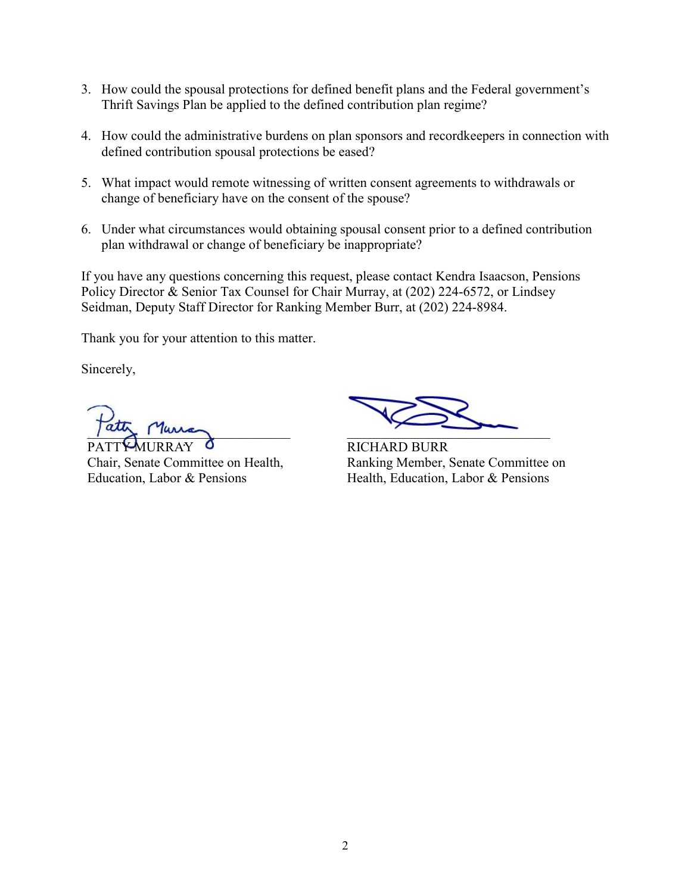3. How could the spousal protections for defined benefit plans and the Federal government's Thrift Savings Plan be applied to the defined contribution plan regime?

4. How could the administrative burdens on plan sponsors and recordkeepers in connection with defined contribution spousal protections be eased?

5. What impact would remote witnessing of written consent agreements to withdrawals or change of beneficiary have on the consent of the spouse?

6. Under what circumstances would obtaining spousal consent prior to a defined contribution plan withdrawal or change of beneficiary be inappropriate?

If you have any questions concerning this request, please contact Kendra Isaacson, Pensions Policy Director & Senior Tax Counsel for Chair Murray, at (202) 224-6572, or Lindsey Seidman, Deputy Staff Director for Ranking Member Burr, at (202) 224-8984.

Thank you for your attention to this matter.

Sincerely,

PATTY MURRAY
Chair, Senate Committee on Health, Education, Labor & Pensions

RICHARD BURR
Ranking Member, Senate Committee on Health, Education, Labor & Pensions